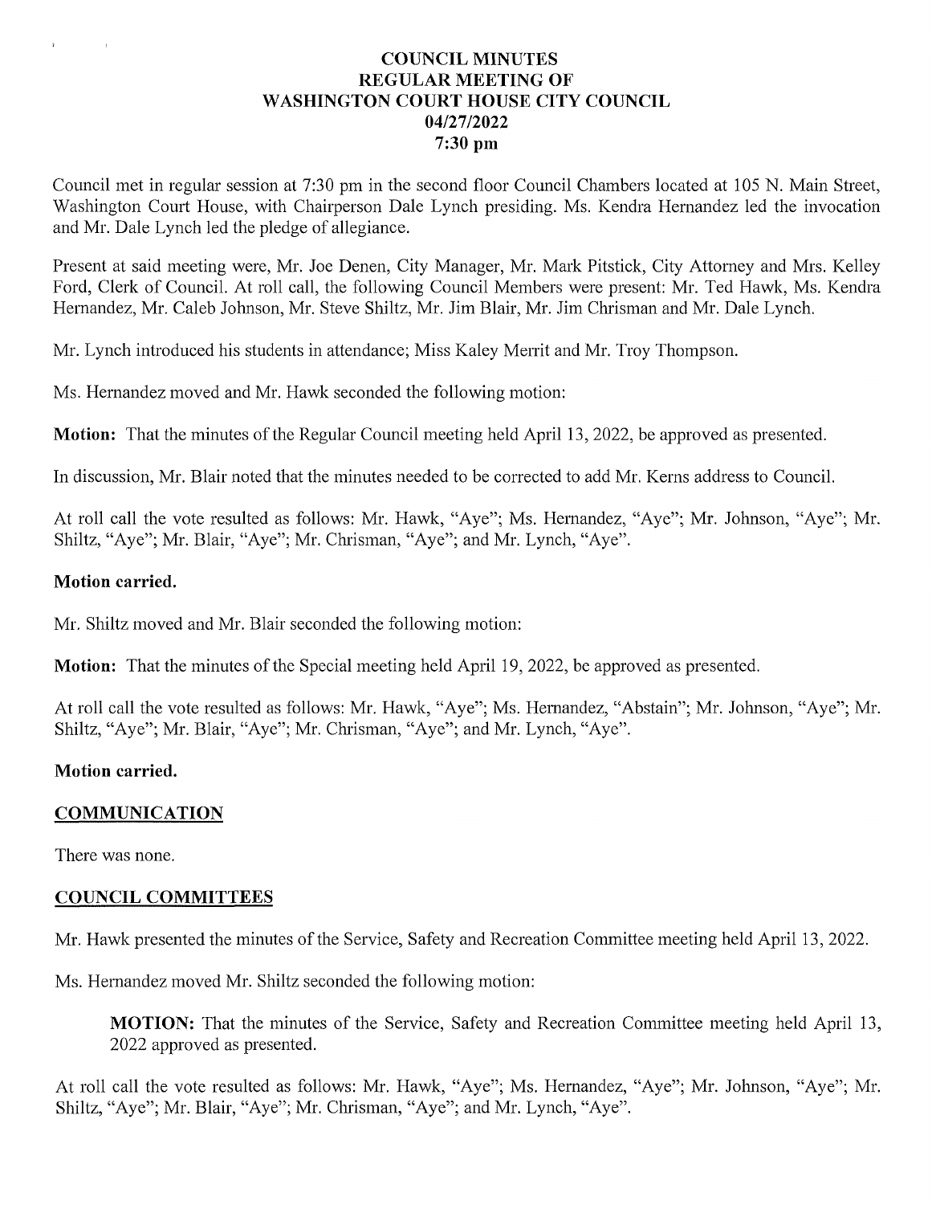# COUNCIL MINUTES
## REGULAR MEETING OF
## WASHINGTON COURT HOUSE CITY COUNCIL
## 04/27/2022
## 7:30 pm

Council met in regular session at 7:30 pm in the second floor Council Chambers located at 105 N. Main Street, Washington Court House, with Chairperson Dale Lynch presiding. Ms. Kendra Hernandez led the invocation and Mr. Dale Lynch led the pledge of allegiance.

Present at said meeting were, Mr. Joe Denen, City Manager, Mr. Mark Pitstick, City Attorney and Mrs. Kelley Ford, Clerk of Council. At roll call, the following Council Members were present: Mr. Ted Hawk, Ms. Kendra Hernandez, Mr. Caleb Johnson, Mr. Steve Shiltz, Mr. Jim Blair, Mr. Jim Chrisman and Mr. Dale Lynch.

Mr. Lynch introduced his students in attendance; Miss Kaley Merrit and Mr. Troy Thompson.

Ms. Hernandez moved and Mr. Hawk seconded the following motion:

**Motion:** That the minutes of the Regular Council meeting held April 13, 2022, be approved as presented.

In discussion, Mr. Blair noted that the minutes needed to be corrected to add Mr. Kerns address to Council.

At roll call the vote resulted as follows: Mr. Hawk, "Aye"; Ms. Hernandez, "Aye"; Mr. Johnson, "Aye"; Mr. Shiltz, "Aye"; Mr. Blair, "Aye"; Mr. Chrisman, "Aye"; and Mr. Lynch, "Aye".

**Motion carried.**

Mr. Shiltz moved and Mr. Blair seconded the following motion:

**Motion:** That the minutes of the Special meeting held April 19, 2022, be approved as presented.

At roll call the vote resulted as follows: Mr. Hawk, "Aye"; Ms. Hernandez, "Abstain"; Mr. Johnson, "Aye"; Mr. Shiltz, "Aye"; Mr. Blair, "Aye"; Mr. Chrisman, "Aye"; and Mr. Lynch, "Aye".

**Motion carried.**

## COMMUNICATION

There was none.

## COUNCIL COMMITTEES

Mr. Hawk presented the minutes of the Service, Safety and Recreation Committee meeting held April 13, 2022.

Ms. Hernandez moved Mr. Shiltz seconded the following motion:

> **MOTION:** That the minutes of the Service, Safety and Recreation Committee meeting held April 13, 2022 approved as presented.

At roll call the vote resulted as follows: Mr. Hawk, "Aye"; Ms. Hernandez, "Aye"; Mr. Johnson, "Aye"; Mr. Shiltz, "Aye"; Mr. Blair, "Aye"; Mr. Chrisman, "Aye"; and Mr. Lynch, "Aye".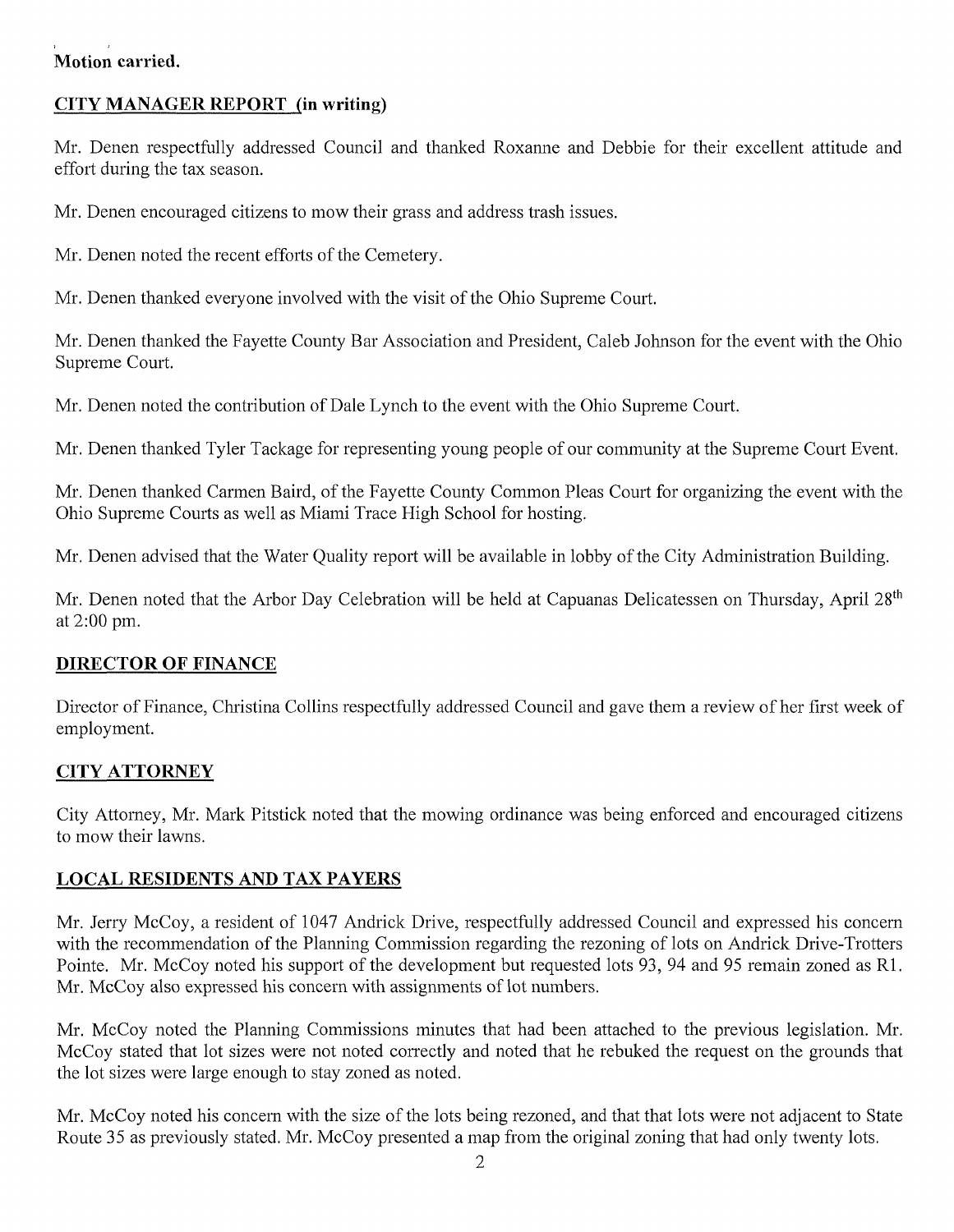**Motion carried.**

## CITY MANAGER REPORT (in writing)

Mr. Denen respectfully addressed Council and thanked Roxanne and Debbie for their excellent attitude and effort during the tax season.

Mr. Denen encouraged citizens to mow their grass and address trash issues.

Mr. Denen noted the recent efforts of the Cemetery.

Mr. Denen thanked everyone involved with the visit of the Ohio Supreme Court.

Mr. Denen thanked the Fayette County Bar Association and President, Caleb Johnson for the event with the Ohio Supreme Court.

Mr. Denen noted the contribution of Dale Lynch to the event with the Ohio Supreme Court.

Mr. Denen thanked Tyler Tackage for representing young people of our community at the Supreme Court Event.

Mr. Denen thanked Carmen Baird, of the Fayette County Common Pleas Court for organizing the event with the Ohio Supreme Courts as well as Miami Trace High School for hosting.

Mr. Denen advised that the Water Quality report will be available in lobby of the City Administration Building.

Mr. Denen noted that the Arbor Day Celebration will be held at Capuanas Delicatessen on Thursday, April 28th at 2:00 pm.

## DIRECTOR OF FINANCE

Director of Finance, Christina Collins respectfully addressed Council and gave them a review of her first week of employment.

## CITY ATTORNEY

City Attorney, Mr. Mark Pitstick noted that the mowing ordinance was being enforced and encouraged citizens to mow their lawns.

## LOCAL RESIDENTS AND TAX PAYERS

Mr. Jerry McCoy, a resident of 1047 Andrick Drive, respectfully addressed Council and expressed his concern with the recommendation of the Planning Commission regarding the rezoning of lots on Andrick Drive-Trotters Pointe. Mr. McCoy noted his support of the development but requested lots 93, 94 and 95 remain zoned as R1. Mr. McCoy also expressed his concern with assignments of lot numbers.

Mr. McCoy noted the Planning Commissions minutes that had been attached to the previous legislation. Mr. McCoy stated that lot sizes were not noted correctly and noted that he rebuked the request on the grounds that the lot sizes were large enough to stay zoned as noted.

Mr. McCoy noted his concern with the size of the lots being rezoned, and that that lots were not adjacent to State Route 35 as previously stated. Mr. McCoy presented a map from the original zoning that had only twenty lots.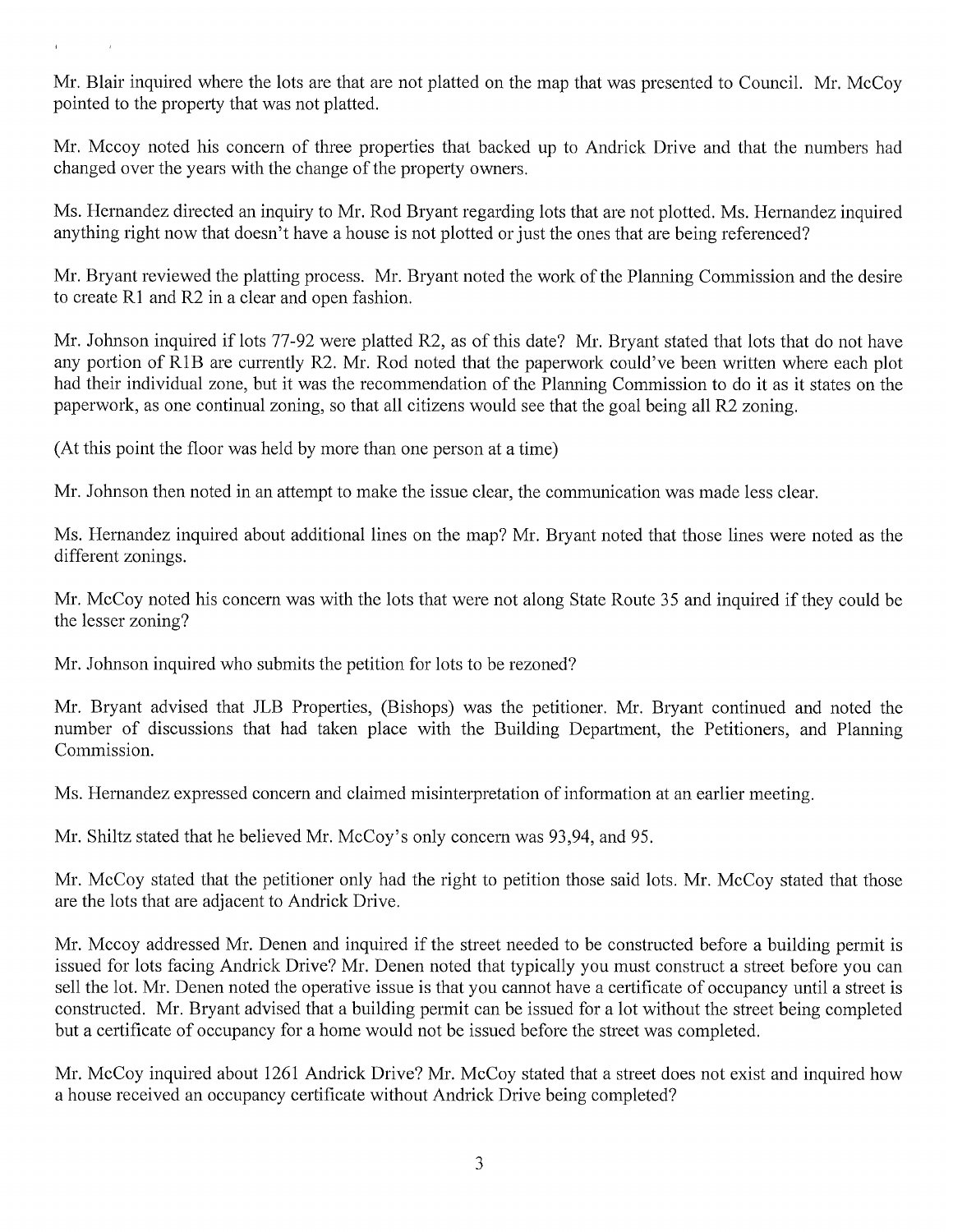Mr. Blair inquired where the lots are that are not platted on the map that was presented to Council. Mr. McCoy pointed to the property that was not platted.

Mr. Mccoy noted his concern of three properties that backed up to Andrick Drive and that the numbers had changed over the years with the change of the property owners.

Ms. Hernandez directed an inquiry to Mr. Rod Bryant regarding lots that are not plotted. Ms. Hernandez inquired anything right now that doesn't have a house is not plotted or just the ones that are being referenced?

Mr. Bryant reviewed the platting process. Mr. Bryant noted the work of the Planning Commission and the desire to create R1 and R2 in a clear and open fashion.

Mr. Johnson inquired if lots 77-92 were platted R2, as of this date? Mr. Bryant stated that lots that do not have any portion of R1B are currently R2. Mr. Rod noted that the paperwork could've been written where each plot had their individual zone, but it was the recommendation of the Planning Commission to do it as it states on the paperwork, as one continual zoning, so that all citizens would see that the goal being all R2 zoning.

(At this point the floor was held by more than one person at a time)

Mr. Johnson then noted in an attempt to make the issue clear, the communication was made less clear.

Ms. Hernandez inquired about additional lines on the map? Mr. Bryant noted that those lines were noted as the different zonings.

Mr. McCoy noted his concern was with the lots that were not along State Route 35 and inquired if they could be the lesser zoning?

Mr. Johnson inquired who submits the petition for lots to be rezoned?

Mr. Bryant advised that JLB Properties, (Bishops) was the petitioner. Mr. Bryant continued and noted the number of discussions that had taken place with the Building Department, the Petitioners, and Planning Commission.

Ms. Hernandez expressed concern and claimed misinterpretation of information at an earlier meeting.

Mr. Shiltz stated that he believed Mr. McCoy's only concern was 93,94, and 95.

Mr. McCoy stated that the petitioner only had the right to petition those said lots. Mr. McCoy stated that those are the lots that are adjacent to Andrick Drive.

Mr. Mccoy addressed Mr. Denen and inquired if the street needed to be constructed before a building permit is issued for lots facing Andrick Drive? Mr. Denen noted that typically you must construct a street before you can sell the lot. Mr. Denen noted the operative issue is that you cannot have a certificate of occupancy until a street is constructed. Mr. Bryant advised that a building permit can be issued for a lot without the street being completed but a certificate of occupancy for a home would not be issued before the street was completed.

Mr. McCoy inquired about 1261 Andrick Drive? Mr. McCoy stated that a street does not exist and inquired how a house received an occupancy certificate without Andrick Drive being completed?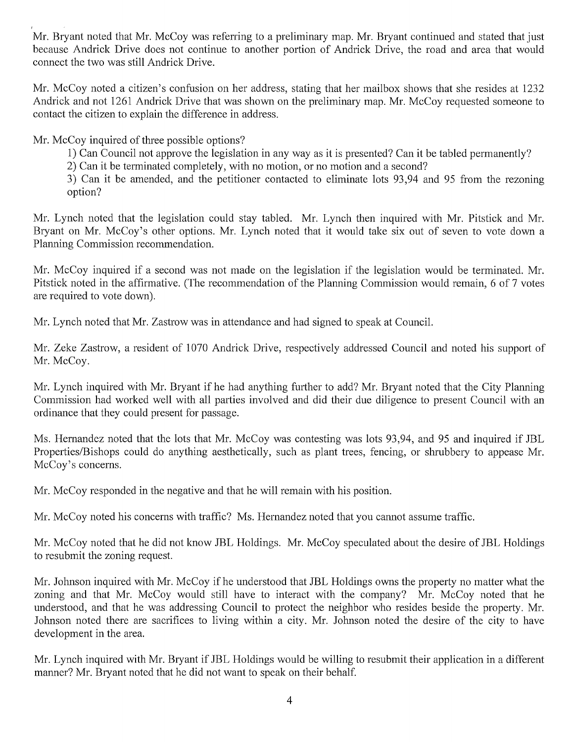Mr. Bryant noted that Mr. McCoy was referring to a preliminary map. Mr. Bryant continued and stated that just because Andrick Drive does not continue to another portion of Andrick Drive, the road and area that would connect the two was still Andrick Drive.

Mr. McCoy noted a citizen's confusion on her address, stating that her mailbox shows that she resides at 1232 Andrick and not 1261 Andrick Drive that was shown on the preliminary map. Mr. McCoy requested someone to contact the citizen to explain the difference in address.

Mr. McCoy inquired of three possible options?

1) Can Council not approve the legislation in any way as it is presented? Can it be tabled permanently?
2) Can it be terminated completely, with no motion, or no motion and a second?
3) Can it be amended, and the petitioner contacted to eliminate lots 93,94 and 95 from the rezoning option?

Mr. Lynch noted that the legislation could stay tabled. Mr. Lynch then inquired with Mr. Pitstick and Mr. Bryant on Mr. McCoy's other options. Mr. Lynch noted that it would take six out of seven to vote down a Planning Commission recommendation.

Mr. McCoy inquired if a second was not made on the legislation if the legislation would be terminated. Mr. Pitstick noted in the affirmative. (The recommendation of the Planning Commission would remain, 6 of 7 votes are required to vote down).

Mr. Lynch noted that Mr. Zastrow was in attendance and had signed to speak at Council.

Mr. Zeke Zastrow, a resident of 1070 Andrick Drive, respectively addressed Council and noted his support of Mr. McCoy.

Mr. Lynch inquired with Mr. Bryant if he had anything further to add? Mr. Bryant noted that the City Planning Commission had worked well with all parties involved and did their due diligence to present Council with an ordinance that they could present for passage.

Ms. Hernandez noted that the lots that Mr. McCoy was contesting was lots 93,94, and 95 and inquired if JBL Properties/Bishops could do anything aesthetically, such as plant trees, fencing, or shrubbery to appease Mr. McCoy's concerns.

Mr. McCoy responded in the negative and that he will remain with his position.

Mr. McCoy noted his concerns with traffic? Ms. Hernandez noted that you cannot assume traffic.

Mr. McCoy noted that he did not know JBL Holdings. Mr. McCoy speculated about the desire of JBL Holdings to resubmit the zoning request.

Mr. Johnson inquired with Mr. McCoy if he understood that JBL Holdings owns the property no matter what the zoning and that Mr. McCoy would still have to interact with the company? Mr. McCoy noted that he understood, and that he was addressing Council to protect the neighbor who resides beside the property. Mr. Johnson noted there are sacrifices to living within a city. Mr. Johnson noted the desire of the city to have development in the area.

Mr. Lynch inquired with Mr. Bryant if JBL Holdings would be willing to resubmit their application in a different manner? Mr. Bryant noted that he did not want to speak on their behalf.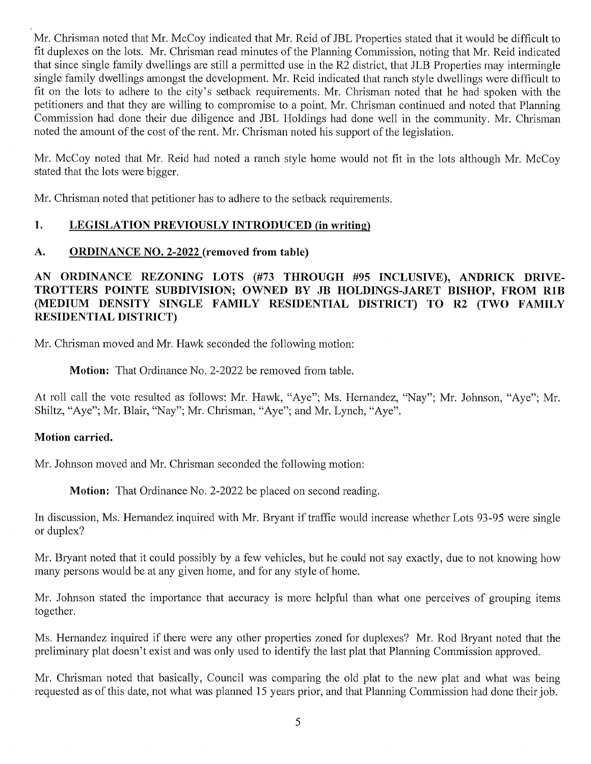Mr. Chrisman noted that Mr. McCoy indicated that Mr. Reid of JBL Properties stated that it would be difficult to fit duplexes on the lots. Mr. Chrisman read minutes of the Planning Commission, noting that Mr. Reid indicated that since single family dwellings are still a permitted use in the R2 district, that JLB Properties may intermingle single family dwellings amongst the development. Mr. Reid indicated that ranch style dwellings were difficult to fit on the lots to adhere to the city's setback requirements. Mr. Chrisman noted that he had spoken with the petitioners and that they are willing to compromise to a point. Mr. Chrisman continued and noted that Planning Commission had done their due diligence and JBL Holdings had done well in the community. Mr. Chrisman noted the amount of the cost of the rent. Mr. Chrisman noted his support of the legislation.

Mr. McCoy noted that Mr. Reid had noted a ranch style home would not fit in the lots although Mr. McCoy stated that the lots were bigger.

Mr. Chrisman noted that petitioner has to adhere to the setback requirements.

## 1. LEGISLATION PREVIOUSLY INTRODUCED (in writing)

### A. ORDINANCE NO. 2-2022 (removed from table)

**AN ORDINANCE REZONING LOTS (#73 THROUGH #95 INCLUSIVE), ANDRICK DRIVE-TROTTERS POINTE SUBDIVISION; OWNED BY JB HOLDINGS-JARET BISHOP, FROM R1B (MEDIUM DENSITY SINGLE FAMILY RESIDENTIAL DISTRICT) TO R2 (TWO FAMILY RESIDENTIAL DISTRICT)**

Mr. Chrisman moved and Mr. Hawk seconded the following motion:

> **Motion:** That Ordinance No. 2-2022 be removed from table.

At roll call the vote resulted as follows: Mr. Hawk, "Aye"; Ms. Hernandez, "Nay"; Mr. Johnson, "Aye"; Mr. Shiltz, "Aye"; Mr. Blair, "Nay"; Mr. Chrisman, "Aye"; and Mr. Lynch, "Aye".

**Motion carried.**

Mr. Johnson moved and Mr. Chrisman seconded the following motion:

> **Motion:** That Ordinance No. 2-2022 be placed on second reading.

In discussion, Ms. Hernandez inquired with Mr. Bryant if traffic would increase whether Lots 93-95 were single or duplex?

Mr. Bryant noted that it could possibly by a few vehicles, but he could not say exactly, due to not knowing how many persons would be at any given home, and for any style of home.

Mr. Johnson stated the importance that accuracy is more helpful than what one perceives of grouping items together.

Ms. Hernandez inquired if there were any other properties zoned for duplexes? Mr. Rod Bryant noted that the preliminary plat doesn't exist and was only used to identify the last plat that Planning Commission approved.

Mr. Chrisman noted that basically, Council was comparing the old plat to the new plat and what was being requested as of this date, not what was planned 15 years prior, and that Planning Commission had done their job.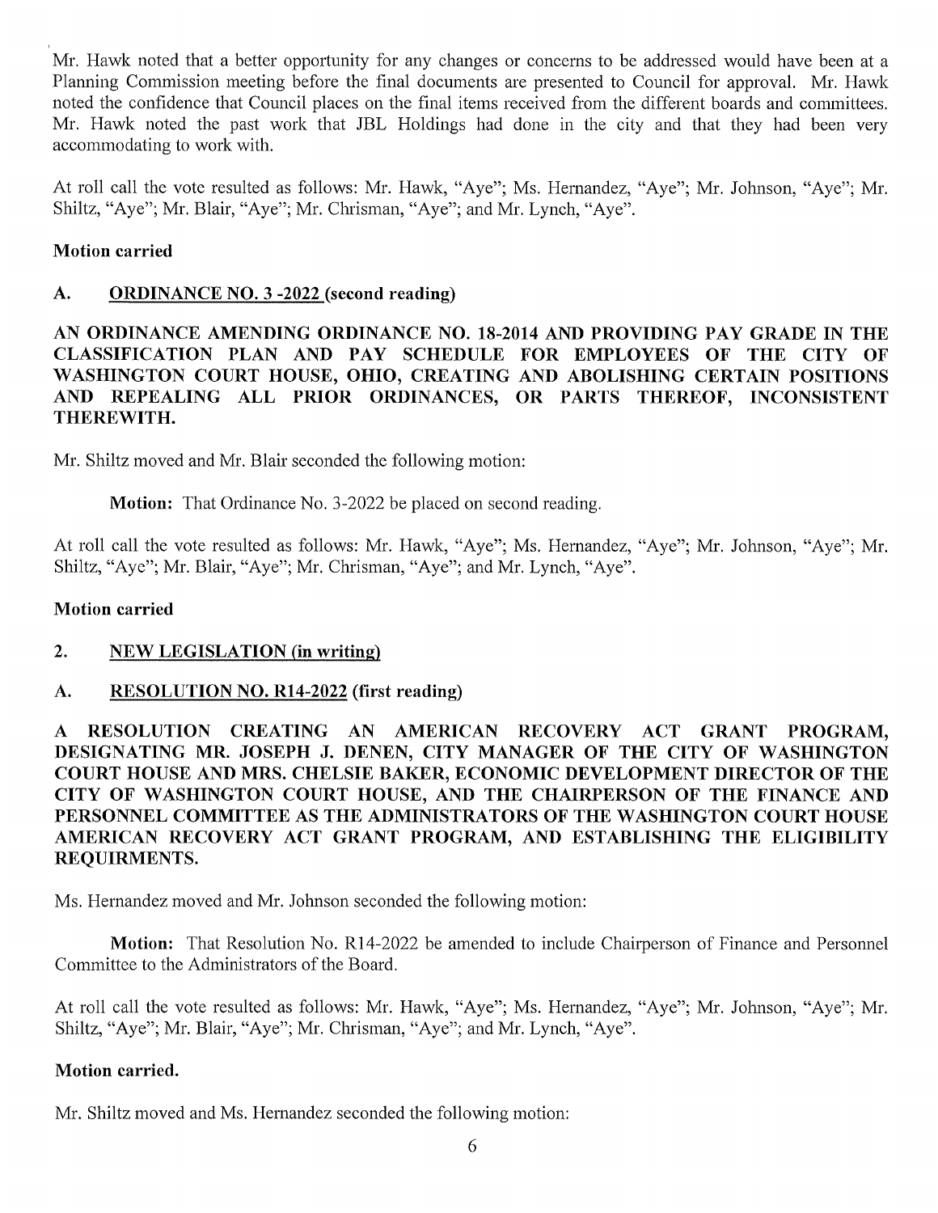Mr. Hawk noted that a better opportunity for any changes or concerns to be addressed would have been at a Planning Commission meeting before the final documents are presented to Council for approval. Mr. Hawk noted the confidence that Council places on the final items received from the different boards and committees. Mr. Hawk noted the past work that JBL Holdings had done in the city and that they had been very accommodating to work with.

At roll call the vote resulted as follows: Mr. Hawk, "Aye"; Ms. Hernandez, "Aye"; Mr. Johnson, "Aye"; Mr. Shiltz, "Aye"; Mr. Blair, "Aye"; Mr. Chrisman, "Aye"; and Mr. Lynch, "Aye".

**Motion carried**

**A. <u>ORDINANCE NO. 3 -2022</u> (second reading)**

**AN ORDINANCE AMENDING ORDINANCE NO. 18-2014 AND PROVIDING PAY GRADE IN THE CLASSIFICATION PLAN AND PAY SCHEDULE FOR EMPLOYEES OF THE CITY OF WASHINGTON COURT HOUSE, OHIO, CREATING AND ABOLISHING CERTAIN POSITIONS AND REPEALING ALL PRIOR ORDINANCES, OR PARTS THEREOF, INCONSISTENT THEREWITH.**

Mr. Shiltz moved and Mr. Blair seconded the following motion:

> **Motion:** That Ordinance No. 3-2022 be placed on second reading.

At roll call the vote resulted as follows: Mr. Hawk, "Aye"; Ms. Hernandez, "Aye"; Mr. Johnson, "Aye"; Mr. Shiltz, "Aye"; Mr. Blair, "Aye"; Mr. Chrisman, "Aye"; and Mr. Lynch, "Aye".

**Motion carried**

**2. <u>NEW LEGISLATION (in writing)</u>**

**A. <u>RESOLUTION NO. R14-2022</u> (first reading)**

**A RESOLUTION CREATING AN AMERICAN RECOVERY ACT GRANT PROGRAM, DESIGNATING MR. JOSEPH J. DENEN, CITY MANAGER OF THE CITY OF WASHINGTON COURT HOUSE AND MRS. CHELSIE BAKER, ECONOMIC DEVELOPMENT DIRECTOR OF THE CITY OF WASHINGTON COURT HOUSE, AND THE CHAIRPERSON OF THE FINANCE AND PERSONNEL COMMITTEE AS THE ADMINISTRATORS OF THE WASHINGTON COURT HOUSE AMERICAN RECOVERY ACT GRANT PROGRAM, AND ESTABLISHING THE ELIGIBILITY REQUIRMENTS.**

Ms. Hernandez moved and Mr. Johnson seconded the following motion:

> **Motion:** That Resolution No. R14-2022 be amended to include Chairperson of Finance and Personnel Committee to the Administrators of the Board.

At roll call the vote resulted as follows: Mr. Hawk, "Aye"; Ms. Hernandez, "Aye"; Mr. Johnson, "Aye"; Mr. Shiltz, "Aye"; Mr. Blair, "Aye"; Mr. Chrisman, "Aye"; and Mr. Lynch, "Aye".

**Motion carried.**

Mr. Shiltz moved and Ms. Hernandez seconded the following motion: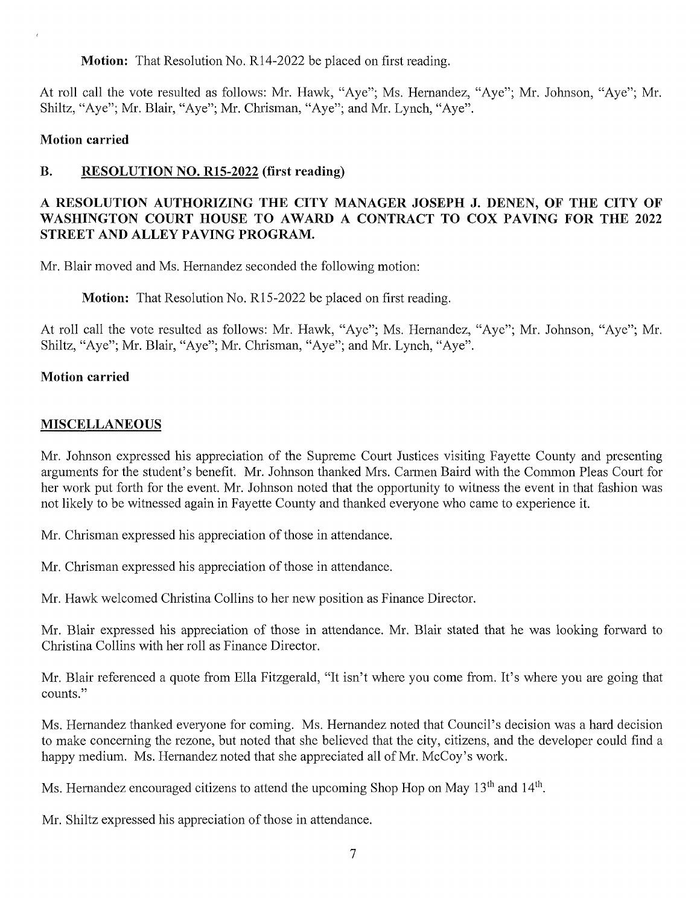**Motion:** That Resolution No. R14-2022 be placed on first reading.

At roll call the vote resulted as follows: Mr. Hawk, "Aye"; Ms. Hernandez, "Aye"; Mr. Johnson, "Aye"; Mr. Shiltz, "Aye"; Mr. Blair, "Aye"; Mr. Chrisman, "Aye"; and Mr. Lynch, "Aye".

**Motion carried**

## B. RESOLUTION NO. R15-2022 (first reading)

**A RESOLUTION AUTHORIZING THE CITY MANAGER JOSEPH J. DENEN, OF THE CITY OF WASHINGTON COURT HOUSE TO AWARD A CONTRACT TO COX PAVING FOR THE 2022 STREET AND ALLEY PAVING PROGRAM.**

Mr. Blair moved and Ms. Hernandez seconded the following motion:

**Motion:** That Resolution No. R15-2022 be placed on first reading.

At roll call the vote resulted as follows: Mr. Hawk, "Aye"; Ms. Hernandez, "Aye"; Mr. Johnson, "Aye"; Mr. Shiltz, "Aye"; Mr. Blair, "Aye"; Mr. Chrisman, "Aye"; and Mr. Lynch, "Aye".

**Motion carried**

## MISCELLANEOUS

Mr. Johnson expressed his appreciation of the Supreme Court Justices visiting Fayette County and presenting arguments for the student's benefit. Mr. Johnson thanked Mrs. Carmen Baird with the Common Pleas Court for her work put forth for the event. Mr. Johnson noted that the opportunity to witness the event in that fashion was not likely to be witnessed again in Fayette County and thanked everyone who came to experience it.

Mr. Chrisman expressed his appreciation of those in attendance.

Mr. Chrisman expressed his appreciation of those in attendance.

Mr. Hawk welcomed Christina Collins to her new position as Finance Director.

Mr. Blair expressed his appreciation of those in attendance. Mr. Blair stated that he was looking forward to Christina Collins with her roll as Finance Director.

Mr. Blair referenced a quote from Ella Fitzgerald, "It isn't where you come from. It's where you are going that counts."

Ms. Hernandez thanked everyone for coming. Ms. Hernandez noted that Council's decision was a hard decision to make concerning the rezone, but noted that she believed that the city, citizens, and the developer could find a happy medium. Ms. Hernandez noted that she appreciated all of Mr. McCoy's work.

Ms. Hernandez encouraged citizens to attend the upcoming Shop Hop on May 13th and 14th.

Mr. Shiltz expressed his appreciation of those in attendance.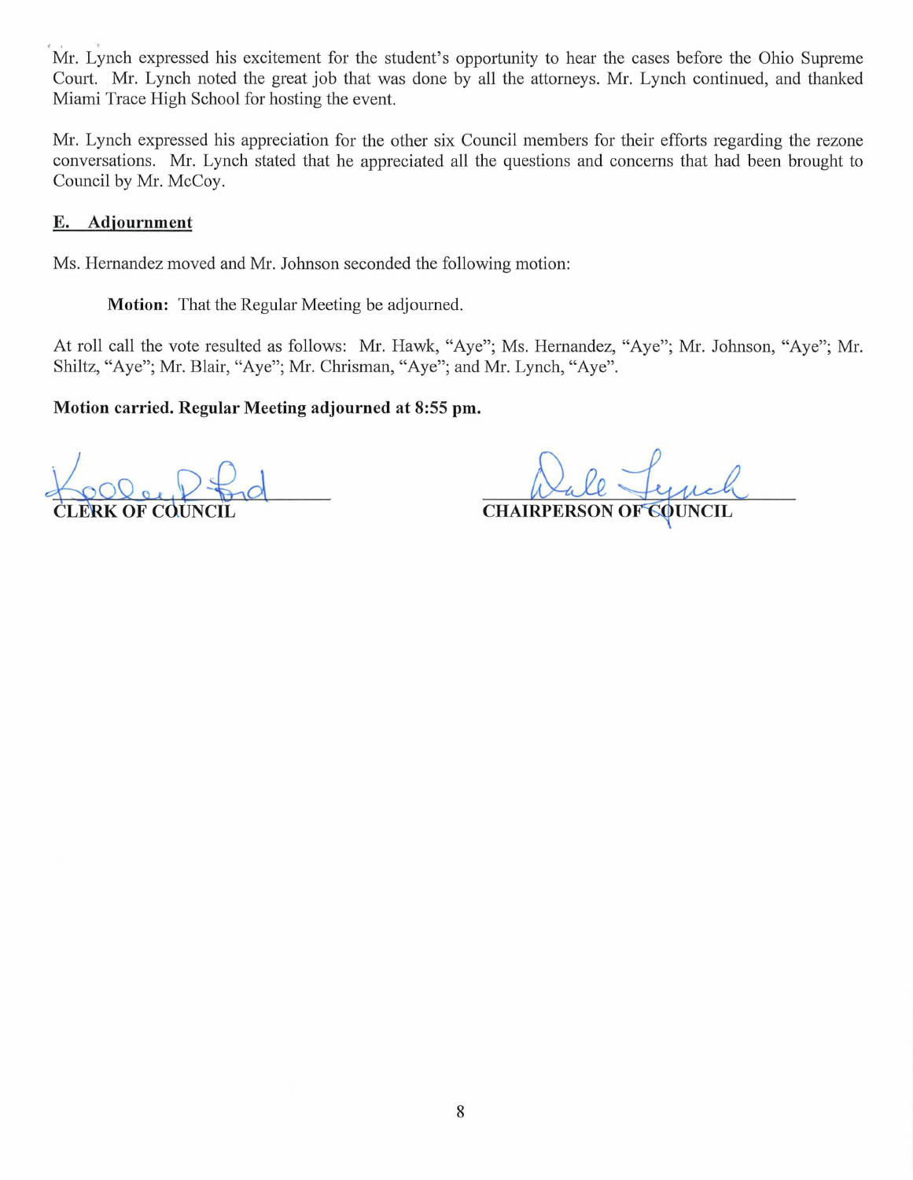Mr. Lynch expressed his excitement for the student's opportunity to hear the cases before the Ohio Supreme Court. Mr. Lynch noted the great job that was done by all the attorneys. Mr. Lynch continued, and thanked Miami Trace High School for hosting the event.

Mr. Lynch expressed his appreciation for the other six Council members for their efforts regarding the rezone conversations. Mr. Lynch stated that he appreciated all the questions and concerns that had been brought to Council by Mr. McCoy.

## E. Adjournment

Ms. Hernandez moved and Mr. Johnson seconded the following motion:

> **Motion:** That the Regular Meeting be adjourned.

At roll call the vote resulted as follows: Mr. Hawk, "Aye"; Ms. Hernandez, "Aye"; Mr. Johnson, "Aye"; Mr. Shiltz, "Aye"; Mr. Blair, "Aye"; Mr. Chrisman, "Aye"; and Mr. Lynch, "Aye".

**Motion carried. Regular Meeting adjourned at 8:55 pm.**

**CLERK OF COUNCIL**

**CHAIRPERSON OF COUNCIL**